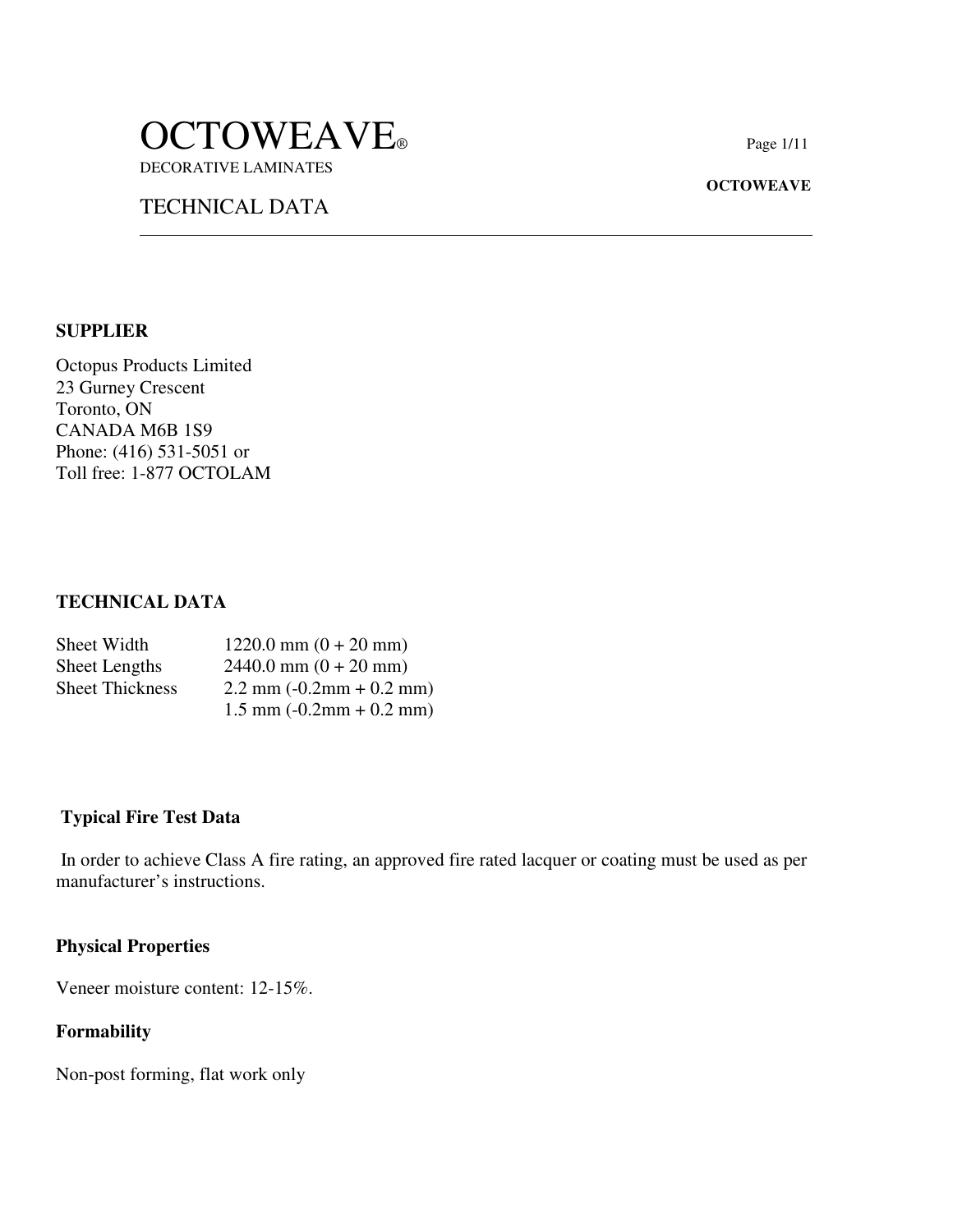# OCTOWEAVE®

DECORATIVE LAMINATES

## TECHNICAL DATA

**SUPPLIER**

Octopus Products Limited
23 Gurney Crescent
Toronto, ON
CANADA M6B 1S9
Phone: (416) 531-5051 or
Toll free: 1-877 OCTOLAM

**TECHNICAL DATA**

| | |
|---|---|
| Sheet Width | 1220.0 mm (0 + 20 mm) |
| Sheet Lengths | 2440.0 mm (0 + 20 mm) |
| Sheet Thickness | 2.2 mm (-0.2mm + 0.2 mm) |
| | 1.5 mm (-0.2mm + 0.2 mm) |

**Typical Fire Test Data**

In order to achieve Class A fire rating, an approved fire rated lacquer or coating must be used as per manufacturer's instructions.

**Physical Properties**

Veneer moisture content: 12-15%.

**Formability**

Non-post forming, flat work only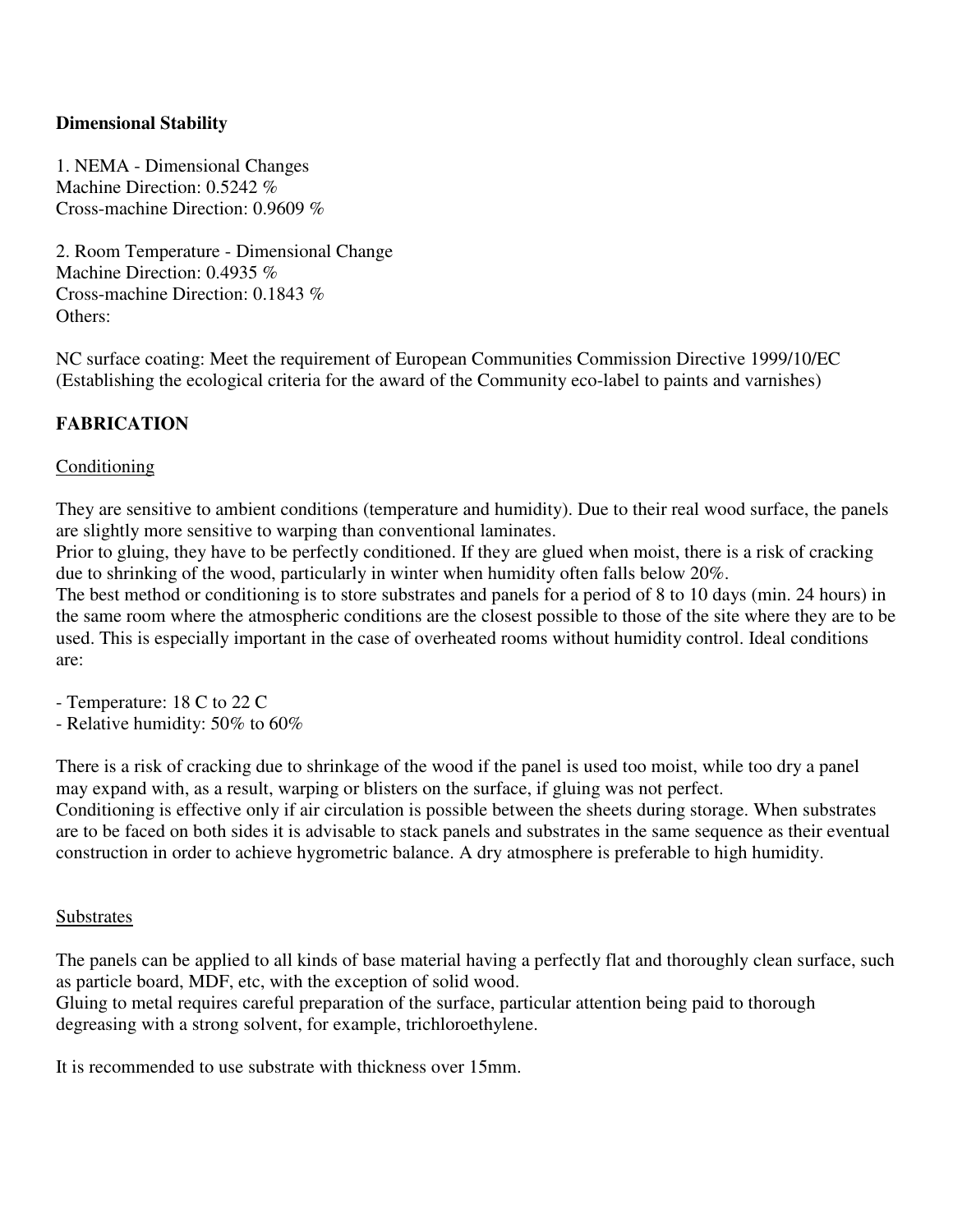**Dimensional Stability**

1. NEMA - Dimensional Changes
Machine Direction: 0.5242 %
Cross-machine Direction: 0.9609 %

2. Room Temperature - Dimensional Change
Machine Direction: 0.4935 %
Cross-machine Direction: 0.1843 %
Others:

NC surface coating: Meet the requirement of European Communities Commission Directive 1999/10/EC (Establishing the ecological criteria for the award of the Community eco-label to paints and varnishes)

## FABRICATION

### Conditioning

They are sensitive to ambient conditions (temperature and humidity). Due to their real wood surface, the panels are slightly more sensitive to warping than conventional laminates.
Prior to gluing, they have to be perfectly conditioned. If they are glued when moist, there is a risk of cracking due to shrinking of the wood, particularly in winter when humidity often falls below 20%.
The best method or conditioning is to store substrates and panels for a period of 8 to 10 days (min. 24 hours) in the same room where the atmospheric conditions are the closest possible to those of the site where they are to be used. This is especially important in the case of overheated rooms without humidity control. Ideal conditions are:

- Temperature: 18 C to 22 C
- Relative humidity: 50% to 60%

There is a risk of cracking due to shrinkage of the wood if the panel is used too moist, while too dry a panel may expand with, as a result, warping or blisters on the surface, if gluing was not perfect.
Conditioning is effective only if air circulation is possible between the sheets during storage. When substrates are to be faced on both sides it is advisable to stack panels and substrates in the same sequence as their eventual construction in order to achieve hygrometric balance. A dry atmosphere is preferable to high humidity.

### Substrates

The panels can be applied to all kinds of base material having a perfectly flat and thoroughly clean surface, such as particle board, MDF, etc, with the exception of solid wood.
Gluing to metal requires careful preparation of the surface, particular attention being paid to thorough degreasing with a strong solvent, for example, trichloroethylene.

It is recommended to use substrate with thickness over 15mm.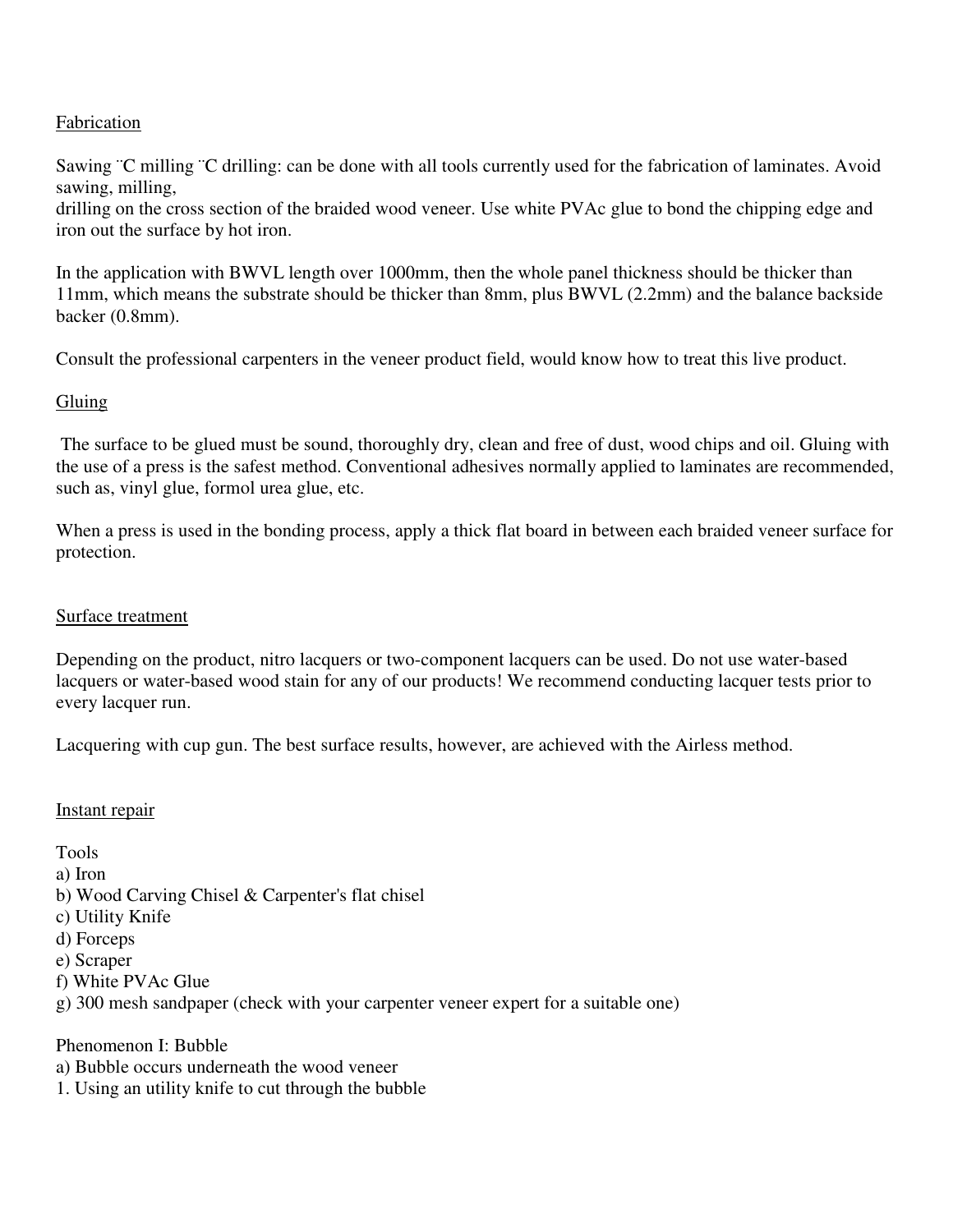Fabrication

Sawing ¨C milling ¨C drilling: can be done with all tools currently used for the fabrication of laminates. Avoid sawing, milling,
drilling on the cross section of the braided wood veneer. Use white PVAc glue to bond the chipping edge and iron out the surface by hot iron.

In the application with BWVL length over 1000mm, then the whole panel thickness should be thicker than 11mm, which means the substrate should be thicker than 8mm, plus BWVL (2.2mm) and the balance backside backer (0.8mm).

Consult the professional carpenters in the veneer product field, would know how to treat this live product.

Gluing

The surface to be glued must be sound, thoroughly dry, clean and free of dust, wood chips and oil. Gluing with the use of a press is the safest method. Conventional adhesives normally applied to laminates are recommended, such as, vinyl glue, formol urea glue, etc.

When a press is used in the bonding process, apply a thick flat board in between each braided veneer surface for protection.

Surface treatment

Depending on the product, nitro lacquers or two-component lacquers can be used. Do not use water-based lacquers or water-based wood stain for any of our products! We recommend conducting lacquer tests prior to every lacquer run.

Lacquering with cup gun. The best surface results, however, are achieved with the Airless method.

Instant repair

Tools
a) Iron
b) Wood Carving Chisel & Carpenter's flat chisel
c) Utility Knife
d) Forceps
e) Scraper
f) White PVAc Glue
g) 300 mesh sandpaper (check with your carpenter veneer expert for a suitable one)

Phenomenon I: Bubble
a) Bubble occurs underneath the wood veneer
1. Using an utility knife to cut through the bubble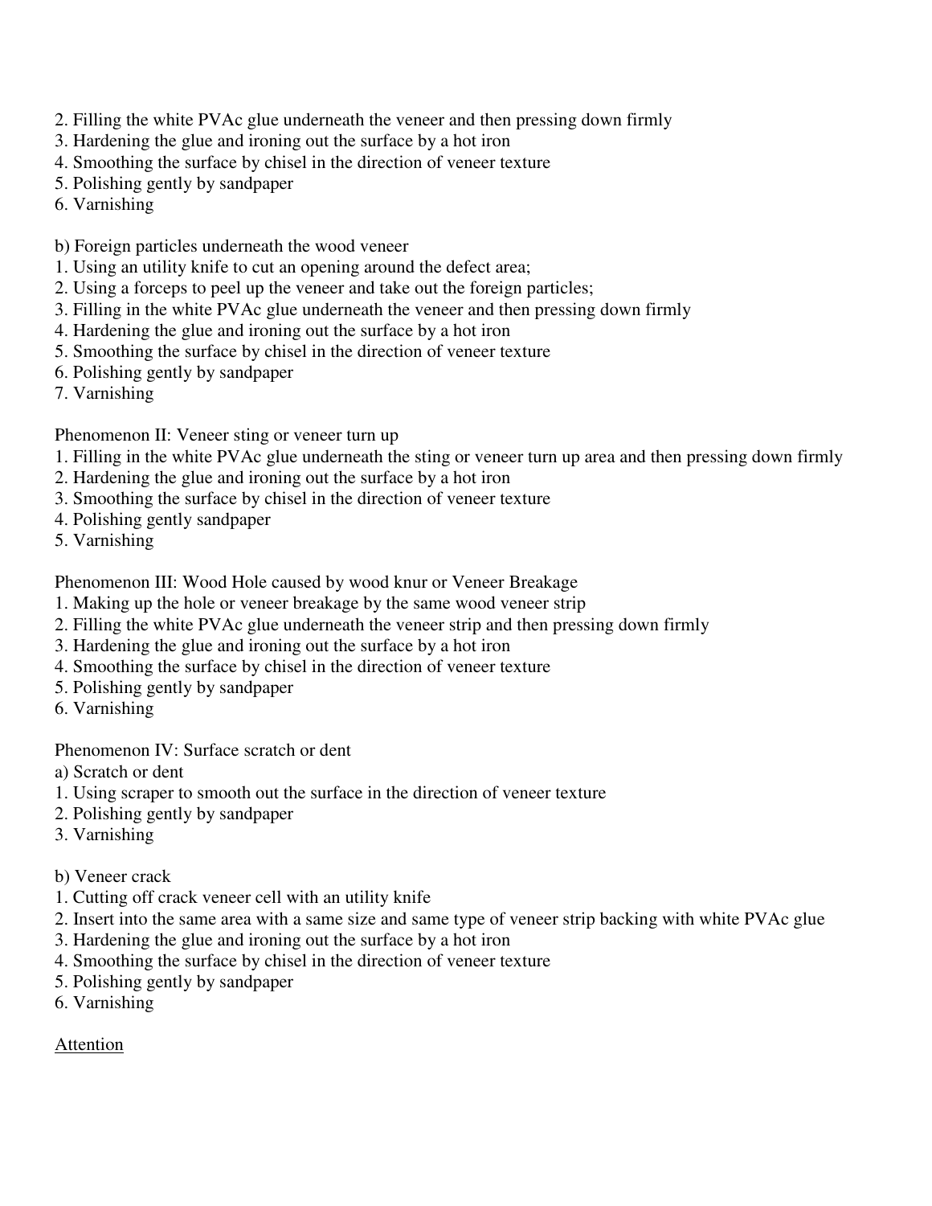2. Filling the white PVAc glue underneath the veneer and then pressing down firmly
3. Hardening the glue and ironing out the surface by a hot iron
4. Smoothing the surface by chisel in the direction of veneer texture
5. Polishing gently by sandpaper
6. Varnishing

b) Foreign particles underneath the wood veneer
1. Using an utility knife to cut an opening around the defect area;
2. Using a forceps to peel up the veneer and take out the foreign particles;
3. Filling in the white PVAc glue underneath the veneer and then pressing down firmly
4. Hardening the glue and ironing out the surface by a hot iron
5. Smoothing the surface by chisel in the direction of veneer texture
6. Polishing gently by sandpaper
7. Varnishing

Phenomenon II: Veneer sting or veneer turn up
1. Filling in the white PVAc glue underneath the sting or veneer turn up area and then pressing down firmly
2. Hardening the glue and ironing out the surface by a hot iron
3. Smoothing the surface by chisel in the direction of veneer texture
4. Polishing gently sandpaper
5. Varnishing

Phenomenon III: Wood Hole caused by wood knur or Veneer Breakage
1. Making up the hole or veneer breakage by the same wood veneer strip
2. Filling the white PVAc glue underneath the veneer strip and then pressing down firmly
3. Hardening the glue and ironing out the surface by a hot iron
4. Smoothing the surface by chisel in the direction of veneer texture
5. Polishing gently by sandpaper
6. Varnishing

Phenomenon IV: Surface scratch or dent

a) Scratch or dent
1. Using scraper to smooth out the surface in the direction of veneer texture
2. Polishing gently by sandpaper
3. Varnishing

b) Veneer crack
1. Cutting off crack veneer cell with an utility knife
2. Insert into the same area with a same size and same type of veneer strip backing with white PVAc glue
3. Hardening the glue and ironing out the surface by a hot iron
4. Smoothing the surface by chisel in the direction of veneer texture
5. Polishing gently by sandpaper
6. Varnishing

<u>Attention</u>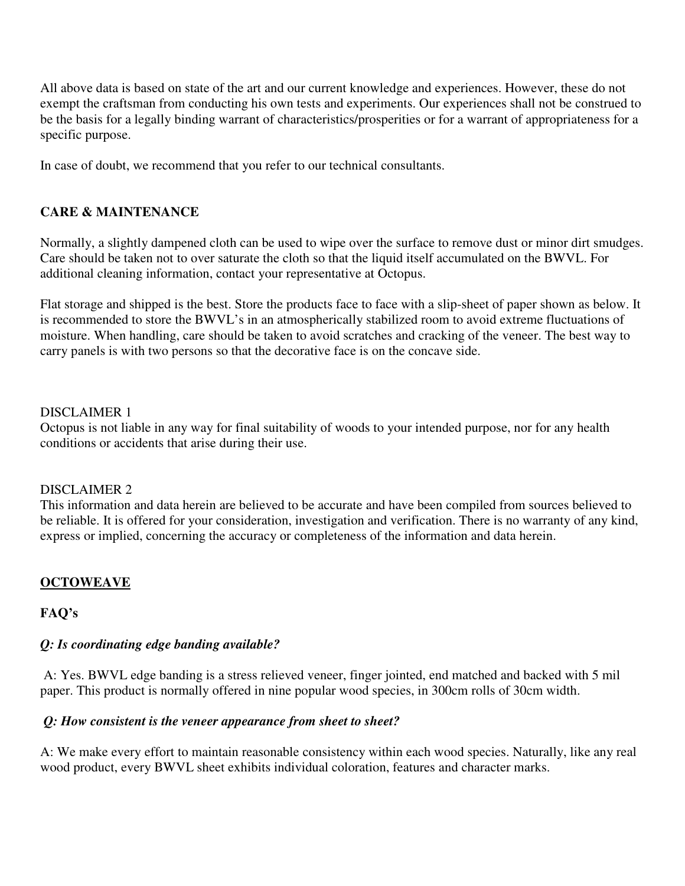All above data is based on state of the art and our current knowledge and experiences. However, these do not exempt the craftsman from conducting his own tests and experiments. Our experiences shall not be construed to be the basis for a legally binding warrant of characteristics/prosperities or for a warrant of appropriateness for a specific purpose.

In case of doubt, we recommend that you refer to our technical consultants.

## CARE & MAINTENANCE

Normally, a slightly dampened cloth can be used to wipe over the surface to remove dust or minor dirt smudges. Care should be taken not to over saturate the cloth so that the liquid itself accumulated on the BWVL. For additional cleaning information, contact your representative at Octopus.

Flat storage and shipped is the best. Store the products face to face with a slip-sheet of paper shown as below. It is recommended to store the BWVL's in an atmospherically stabilized room to avoid extreme fluctuations of moisture. When handling, care should be taken to avoid scratches and cracking of the veneer. The best way to carry panels is with two persons so that the decorative face is on the concave side.

DISCLAIMER 1
Octopus is not liable in any way for final suitability of woods to your intended purpose, nor for any health conditions or accidents that arise during their use.

DISCLAIMER 2
This information and data herein are believed to be accurate and have been compiled from sources believed to be reliable. It is offered for your consideration, investigation and verification. There is no warranty of any kind, express or implied, concerning the accuracy or completeness of the information and data herein.

## <u>OCTOWEAVE</u>

### FAQ's

***Q: Is coordinating edge banding available?***

A: Yes. BWVL edge banding is a stress relieved veneer, finger jointed, end matched and backed with 5 mil paper. This product is normally offered in nine popular wood species, in 300cm rolls of 30cm width.

***Q: How consistent is the veneer appearance from sheet to sheet?***

A: We make every effort to maintain reasonable consistency within each wood species. Naturally, like any real wood product, every BWVL sheet exhibits individual coloration, features and character marks.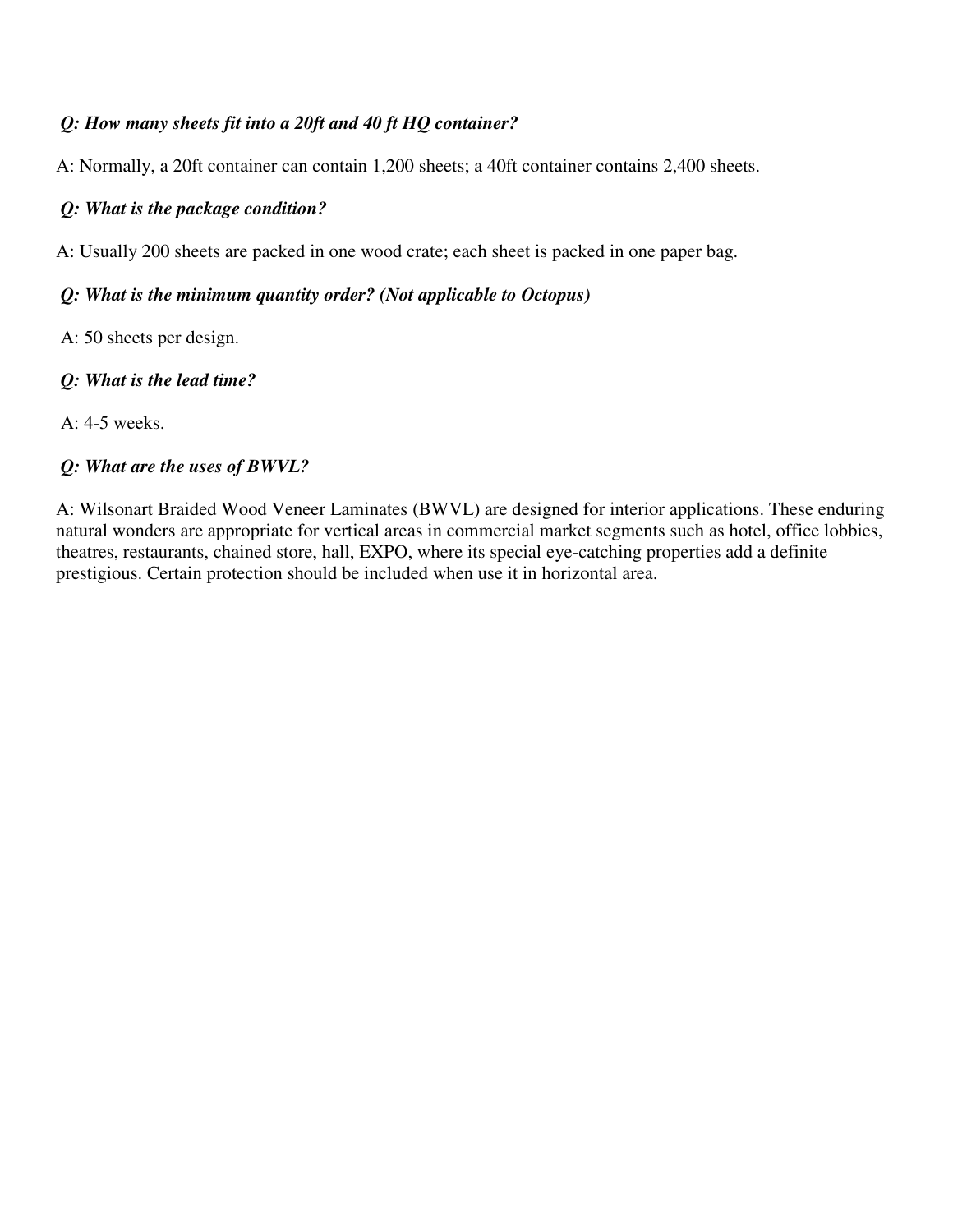***Q: How many sheets fit into a 20ft and 40 ft HQ container?***

A: Normally, a 20ft container can contain 1,200 sheets; a 40ft container contains 2,400 sheets.

***Q: What is the package condition?***

A: Usually 200 sheets are packed in one wood crate; each sheet is packed in one paper bag.

***Q: What is the minimum quantity order? (Not applicable to Octopus)***

A: 50 sheets per design.

***Q: What is the lead time?***

A: 4-5 weeks.

***Q: What are the uses of BWVL?***

A: Wilsonart Braided Wood Veneer Laminates (BWVL) are designed for interior applications. These enduring natural wonders are appropriate for vertical areas in commercial market segments such as hotel, office lobbies, theatres, restaurants, chained store, hall, EXPO, where its special eye-catching properties add a definite prestigious. Certain protection should be included when use it in horizontal area.